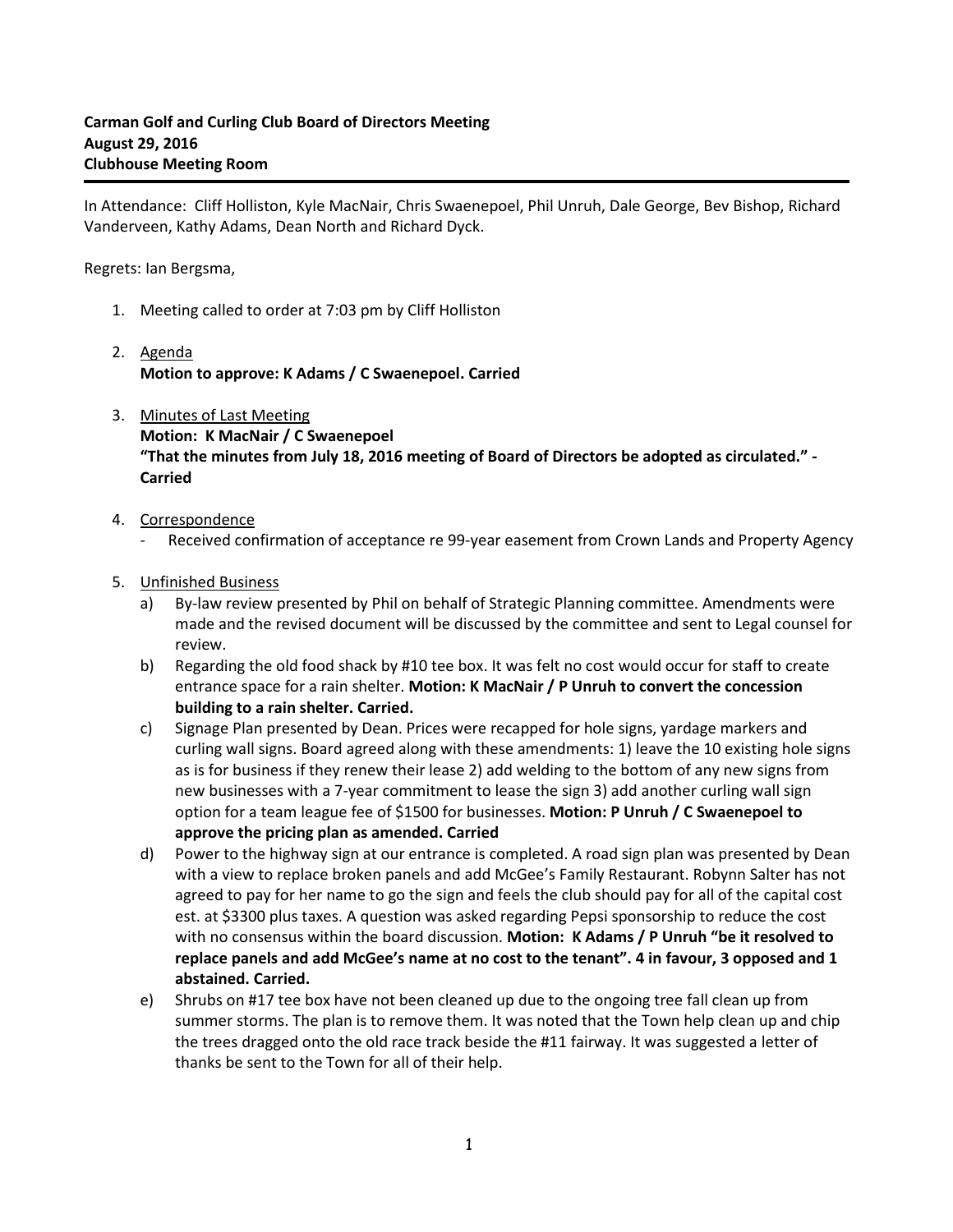**Carman Golf and Curling Club Board of Directors Meeting**
**August 29, 2016**
**Clubhouse Meeting Room**

In Attendance: Cliff Holliston, Kyle MacNair, Chris Swaenepoel, Phil Unruh, Dale George, Bev Bishop, Richard Vanderveen, Kathy Adams, Dean North and Richard Dyck.

Regrets: Ian Bergsma,

1. Meeting called to order at 7:03 pm by Cliff Holliston

2. <u>Agenda</u>
   **Motion to approve: K Adams / C Swaenepoel. Carried**

3. <u>Minutes of Last Meeting</u>
   **Motion: K MacNair / C Swaenepoel**
   **"That the minutes from July 18, 2016 meeting of Board of Directors be adopted as circulated." - Carried**

4. <u>Correspondence</u>
   - Received confirmation of acceptance re 99-year easement from Crown Lands and Property Agency

5. <u>Unfinished Business</u>
   a) By-law review presented by Phil on behalf of Strategic Planning committee. Amendments were made and the revised document will be discussed by the committee and sent to Legal counsel for review.
   b) Regarding the old food shack by #10 tee box. It was felt no cost would occur for staff to create entrance space for a rain shelter. **Motion: K MacNair / P Unruh to convert the concession building to a rain shelter. Carried.**
   c) Signage Plan presented by Dean. Prices were recapped for hole signs, yardage markers and curling wall signs. Board agreed along with these amendments: 1) leave the 10 existing hole signs as is for business if they renew their lease 2) add welding to the bottom of any new signs from new businesses with a 7-year commitment to lease the sign 3) add another curling wall sign option for a team league fee of $1500 for businesses. **Motion: P Unruh / C Swaenepoel to approve the pricing plan as amended. Carried**
   d) Power to the highway sign at our entrance is completed. A road sign plan was presented by Dean with a view to replace broken panels and add McGee's Family Restaurant. Robynn Salter has not agreed to pay for her name to go the sign and feels the club should pay for all of the capital cost est. at $3300 plus taxes. A question was asked regarding Pepsi sponsorship to reduce the cost with no consensus within the board discussion. **Motion: K Adams / P Unruh "be it resolved to replace panels and add McGee's name at no cost to the tenant". 4 in favour, 3 opposed and 1 abstained. Carried.**
   e) Shrubs on #17 tee box have not been cleaned up due to the ongoing tree fall clean up from summer storms. The plan is to remove them. It was noted that the Town help clean up and chip the trees dragged onto the old race track beside the #11 fairway. It was suggested a letter of thanks be sent to the Town for all of their help.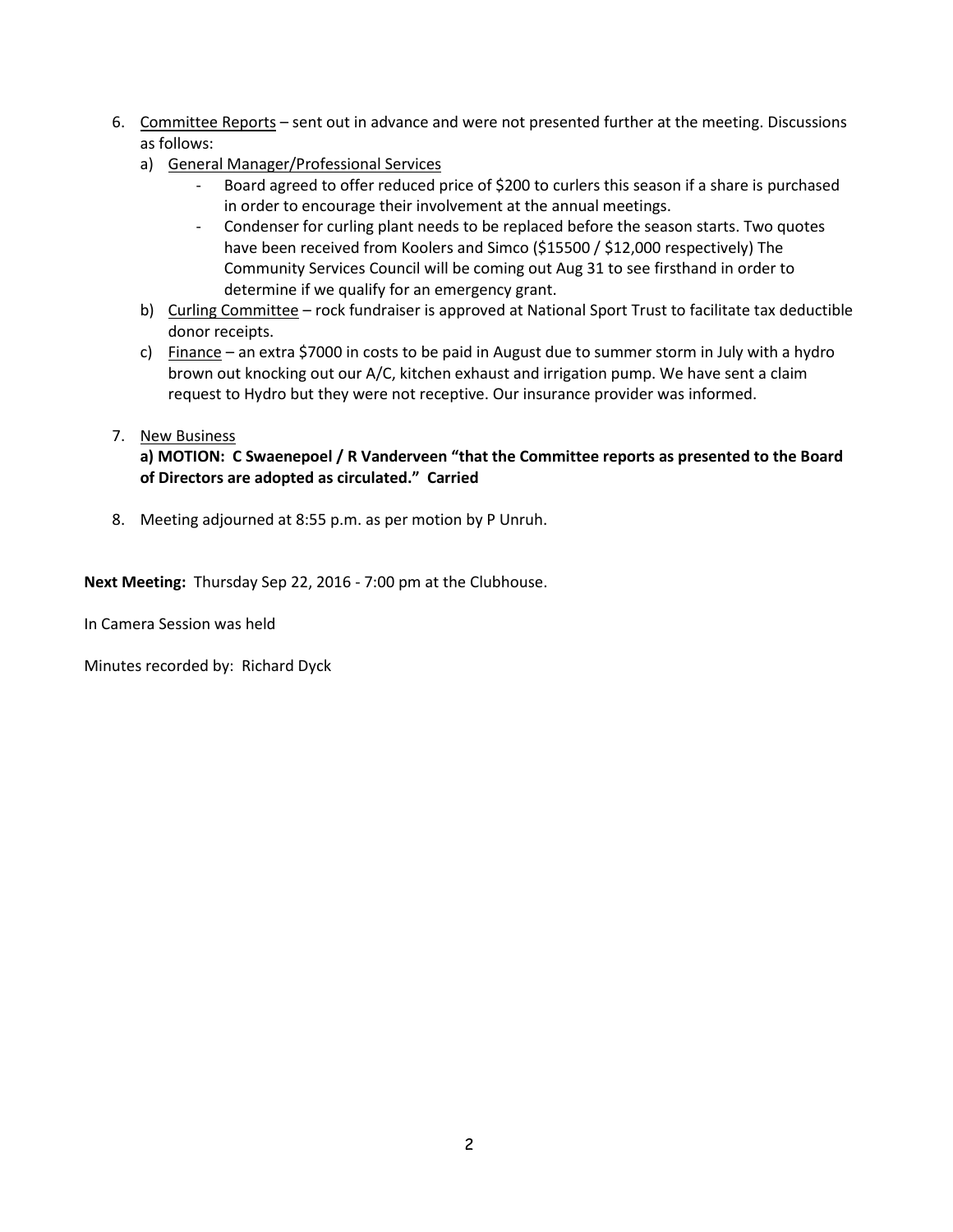6. <u>Committee Reports</u> – sent out in advance and were not presented further at the meeting. Discussions as follows:
   a) <u>General Manager/Professional Services</u>
      - Board agreed to offer reduced price of $200 to curlers this season if a share is purchased in order to encourage their involvement at the annual meetings.
      - Condenser for curling plant needs to be replaced before the season starts. Two quotes have been received from Koolers and Simco ($15500 / $12,000 respectively) The Community Services Council will be coming out Aug 31 to see firsthand in order to determine if we qualify for an emergency grant.

   b) <u>Curling Committee</u> – rock fundraiser is approved at National Sport Trust to facilitate tax deductible donor receipts.

   c) <u>Finance</u> – an extra $7000 in costs to be paid in August due to summer storm in July with a hydro brown out knocking out our A/C, kitchen exhaust and irrigation pump. We have sent a claim request to Hydro but they were not receptive. Our insurance provider was informed.

7. <u>New Business</u>

   **a) MOTION: C Swaenepoel / R Vanderveen "that the Committee reports as presented to the Board of Directors are adopted as circulated." Carried**

8. Meeting adjourned at 8:55 p.m. as per motion by P Unruh.

**Next Meeting:** Thursday Sep 22, 2016 - 7:00 pm at the Clubhouse.

In Camera Session was held

Minutes recorded by: Richard Dyck